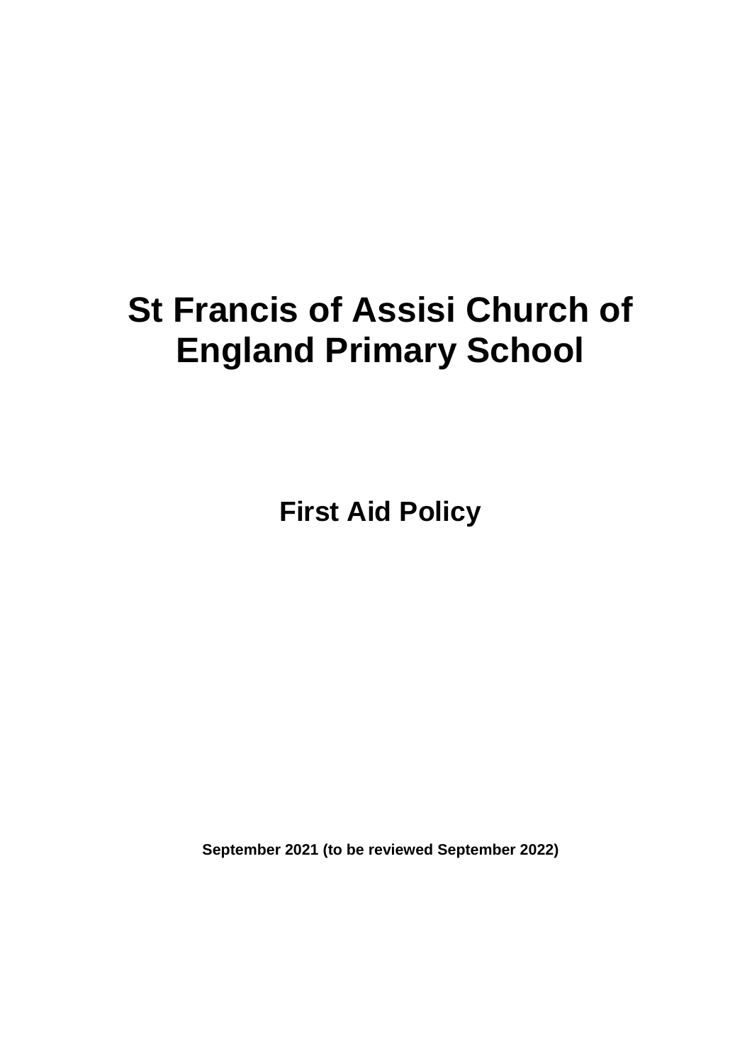# St Francis of Assisi Church of England Primary School

## First Aid Policy

**September 2021 (to be reviewed September 2022)**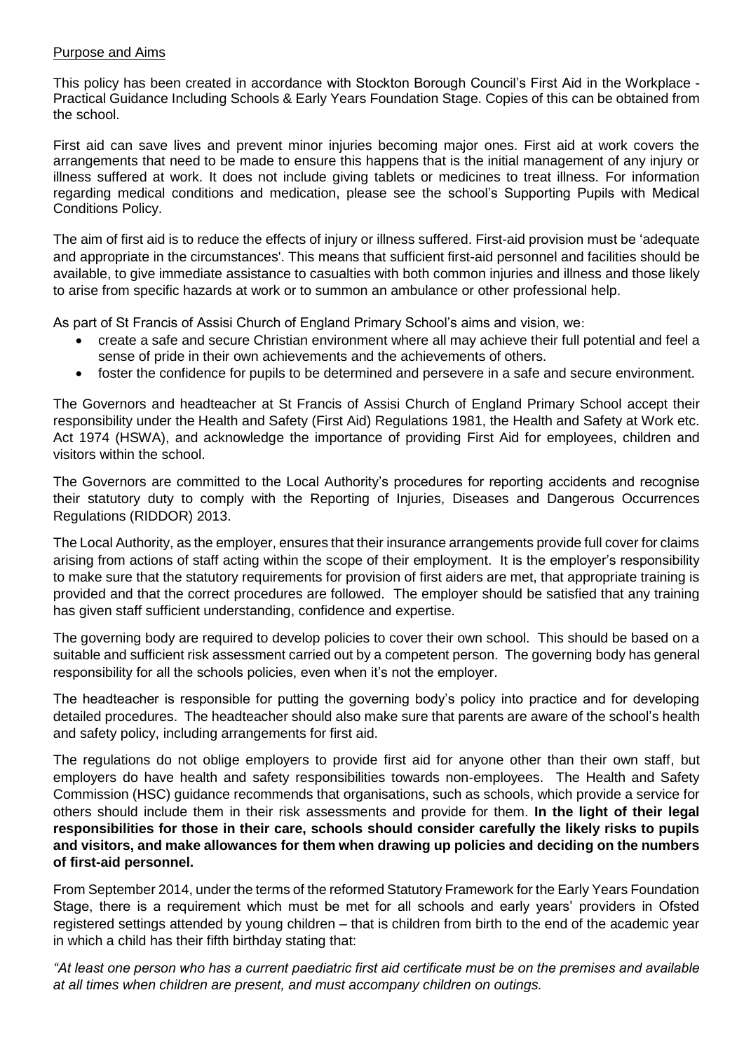## Purpose and Aims

This policy has been created in accordance with Stockton Borough Council's First Aid in the Workplace - Practical Guidance Including Schools & Early Years Foundation Stage. Copies of this can be obtained from the school.

First aid can save lives and prevent minor injuries becoming major ones. First aid at work covers the arrangements that need to be made to ensure this happens that is the initial management of any injury or illness suffered at work. It does not include giving tablets or medicines to treat illness. For information regarding medical conditions and medication, please see the school's Supporting Pupils with Medical Conditions Policy.

The aim of first aid is to reduce the effects of injury or illness suffered. First-aid provision must be 'adequate and appropriate in the circumstances'. This means that sufficient first-aid personnel and facilities should be available, to give immediate assistance to casualties with both common injuries and illness and those likely to arise from specific hazards at work or to summon an ambulance or other professional help.

As part of St Francis of Assisi Church of England Primary School's aims and vision, we:

- create a safe and secure Christian environment where all may achieve their full potential and feel a sense of pride in their own achievements and the achievements of others.
- foster the confidence for pupils to be determined and persevere in a safe and secure environment.

The Governors and headteacher at St Francis of Assisi Church of England Primary School accept their responsibility under the Health and Safety (First Aid) Regulations 1981, the Health and Safety at Work etc. Act 1974 (HSWA), and acknowledge the importance of providing First Aid for employees, children and visitors within the school.

The Governors are committed to the Local Authority's procedures for reporting accidents and recognise their statutory duty to comply with the Reporting of Injuries, Diseases and Dangerous Occurrences Regulations (RIDDOR) 2013.

The Local Authority, as the employer, ensures that their insurance arrangements provide full cover for claims arising from actions of staff acting within the scope of their employment. It is the employer's responsibility to make sure that the statutory requirements for provision of first aiders are met, that appropriate training is provided and that the correct procedures are followed. The employer should be satisfied that any training has given staff sufficient understanding, confidence and expertise.

The governing body are required to develop policies to cover their own school. This should be based on a suitable and sufficient risk assessment carried out by a competent person. The governing body has general responsibility for all the schools policies, even when it's not the employer.

The headteacher is responsible for putting the governing body's policy into practice and for developing detailed procedures. The headteacher should also make sure that parents are aware of the school's health and safety policy, including arrangements for first aid.

The regulations do not oblige employers to provide first aid for anyone other than their own staff, but employers do have health and safety responsibilities towards non-employees. The Health and Safety Commission (HSC) guidance recommends that organisations, such as schools, which provide a service for others should include them in their risk assessments and provide for them. **In the light of their legal responsibilities for those in their care, schools should consider carefully the likely risks to pupils and visitors, and make allowances for them when drawing up policies and deciding on the numbers of first-aid personnel.**

From September 2014, under the terms of the reformed Statutory Framework for the Early Years Foundation Stage, there is a requirement which must be met for all schools and early years' providers in Ofsted registered settings attended by young children – that is children from birth to the end of the academic year in which a child has their fifth birthday stating that:

*"At least one person who has a current paediatric first aid certificate must be on the premises and available at all times when children are present, and must accompany children on outings.*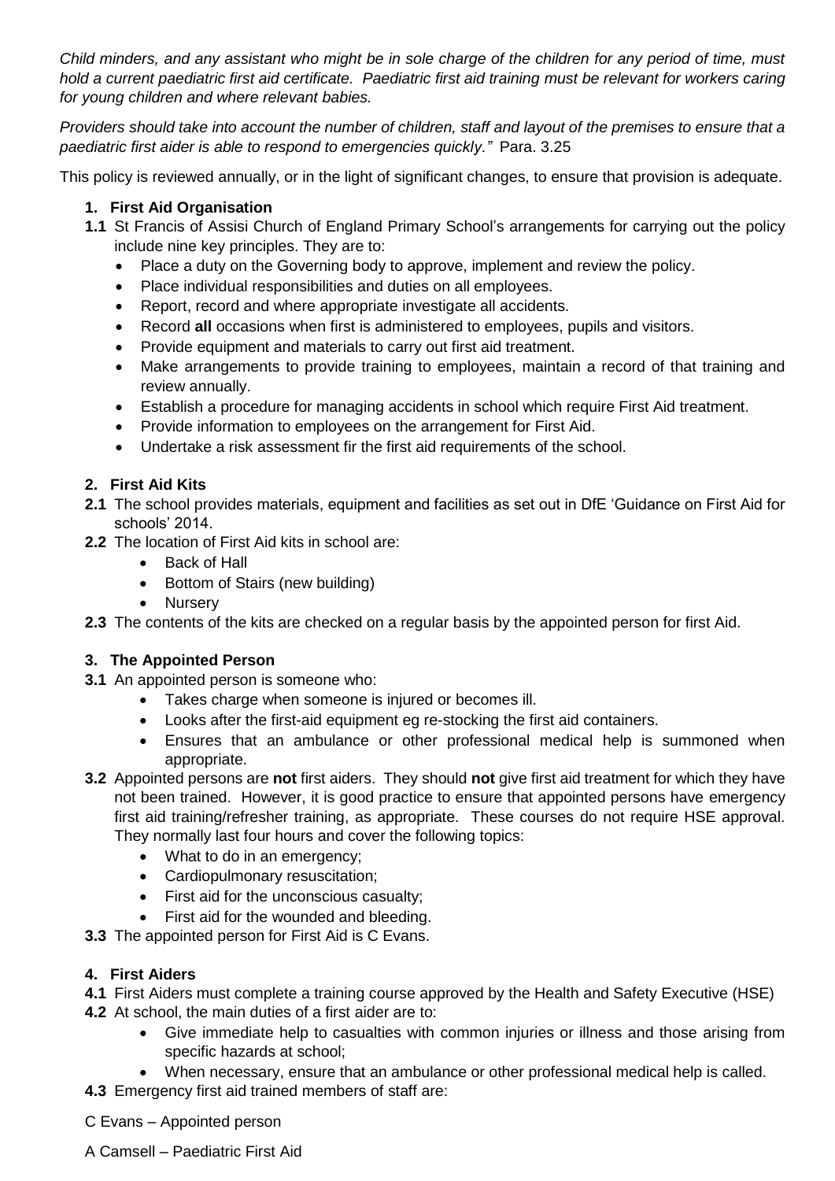*Child minders, and any assistant who might be in sole charge of the children for any period of time, must hold a current paediatric first aid certificate. Paediatric first aid training must be relevant for workers caring for young children and where relevant babies.*

*Providers should take into account the number of children, staff and layout of the premises to ensure that a paediatric first aider is able to respond to emergencies quickly."* Para. 3.25

This policy is reviewed annually, or in the light of significant changes, to ensure that provision is adequate.

## 1. First Aid Organisation

**1.1** St Francis of Assisi Church of England Primary School's arrangements for carrying out the policy include nine key principles. They are to:

- Place a duty on the Governing body to approve, implement and review the policy.
- Place individual responsibilities and duties on all employees.
- Report, record and where appropriate investigate all accidents.
- Record **all** occasions when first is administered to employees, pupils and visitors.
- Provide equipment and materials to carry out first aid treatment.
- Make arrangements to provide training to employees, maintain a record of that training and review annually.
- Establish a procedure for managing accidents in school which require First Aid treatment.
- Provide information to employees on the arrangement for First Aid.
- Undertake a risk assessment fir the first aid requirements of the school.

## 2. First Aid Kits

**2.1** The school provides materials, equipment and facilities as set out in DfE 'Guidance on First Aid for schools' 2014.

**2.2** The location of First Aid kits in school are:

- Back of Hall
- Bottom of Stairs (new building)
- Nursery

**2.3** The contents of the kits are checked on a regular basis by the appointed person for first Aid.

## 3. The Appointed Person

**3.1** An appointed person is someone who:

- Takes charge when someone is injured or becomes ill.
- Looks after the first-aid equipment eg re-stocking the first aid containers.
- Ensures that an ambulance or other professional medical help is summoned when appropriate.

**3.2** Appointed persons are **not** first aiders. They should **not** give first aid treatment for which they have not been trained. However, it is good practice to ensure that appointed persons have emergency first aid training/refresher training, as appropriate. These courses do not require HSE approval. They normally last four hours and cover the following topics:

- What to do in an emergency;
- Cardiopulmonary resuscitation;
- First aid for the unconscious casualty;
- First aid for the wounded and bleeding.

**3.3** The appointed person for First Aid is C Evans.

## 4. First Aiders

**4.1** First Aiders must complete a training course approved by the Health and Safety Executive (HSE)

**4.2** At school, the main duties of a first aider are to:

- Give immediate help to casualties with common injuries or illness and those arising from specific hazards at school;
- When necessary, ensure that an ambulance or other professional medical help is called.

**4.3** Emergency first aid trained members of staff are:

C Evans – Appointed person

A Camsell – Paediatric First Aid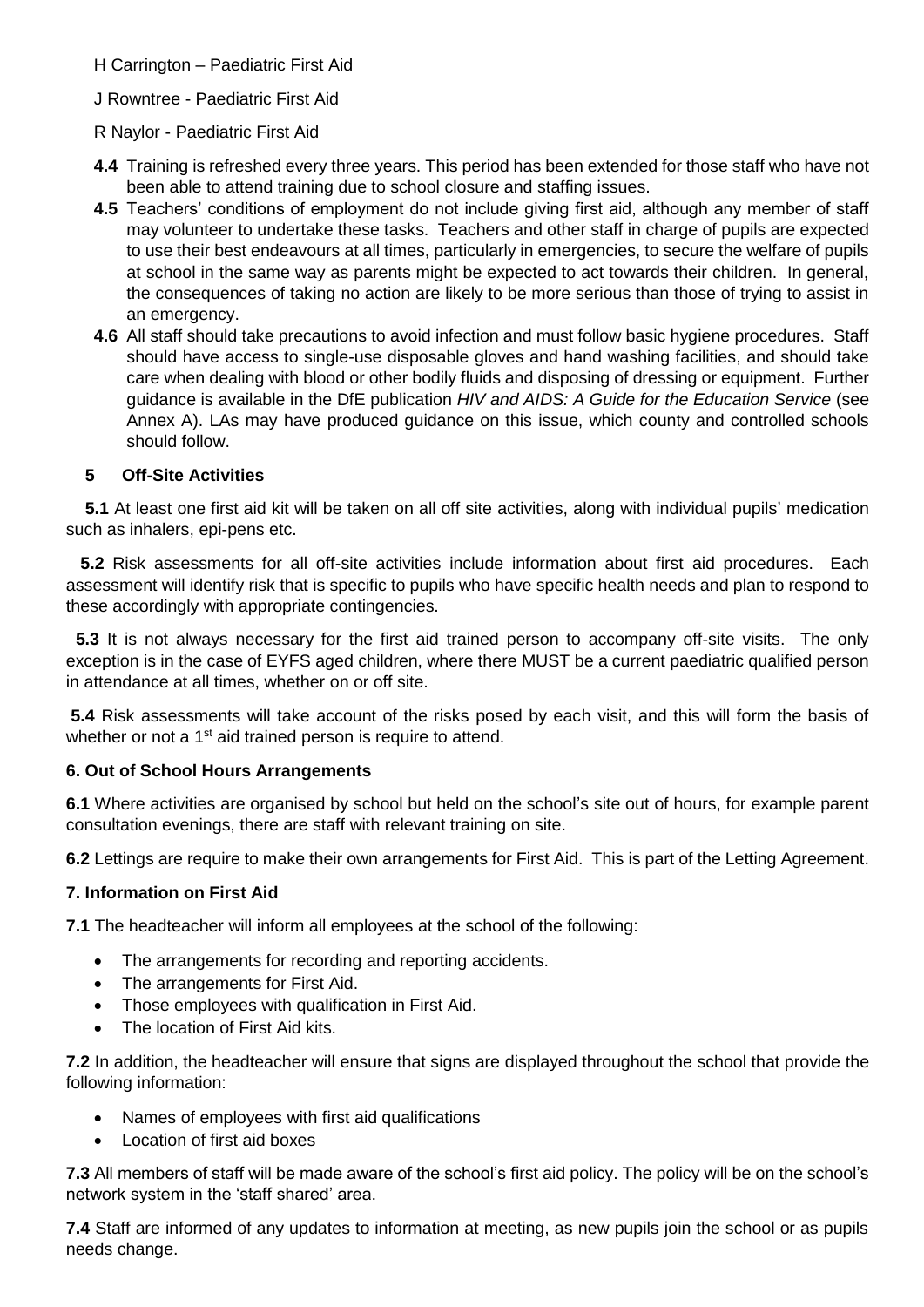H Carrington – Paediatric First Aid

J Rowntree - Paediatric First Aid

R Naylor - Paediatric First Aid

**4.4** Training is refreshed every three years. This period has been extended for those staff who have not been able to attend training due to school closure and staffing issues.

**4.5** Teachers' conditions of employment do not include giving first aid, although any member of staff may volunteer to undertake these tasks. Teachers and other staff in charge of pupils are expected to use their best endeavours at all times, particularly in emergencies, to secure the welfare of pupils at school in the same way as parents might be expected to act towards their children. In general, the consequences of taking no action are likely to be more serious than those of trying to assist in an emergency.

**4.6** All staff should take precautions to avoid infection and must follow basic hygiene procedures. Staff should have access to single-use disposable gloves and hand washing facilities, and should take care when dealing with blood or other bodily fluids and disposing of dressing or equipment. Further guidance is available in the DfE publication *HIV and AIDS: A Guide for the Education Service* (see Annex A). LAs may have produced guidance on this issue, which county and controlled schools should follow.

## 5 Off-Site Activities

**5.1** At least one first aid kit will be taken on all off site activities, along with individual pupils' medication such as inhalers, epi-pens etc.

**5.2** Risk assessments for all off-site activities include information about first aid procedures. Each assessment will identify risk that is specific to pupils who have specific health needs and plan to respond to these accordingly with appropriate contingencies.

**5.3** It is not always necessary for the first aid trained person to accompany off-site visits. The only exception is in the case of EYFS aged children, where there MUST be a current paediatric qualified person in attendance at all times, whether on or off site.

**5.4** Risk assessments will take account of the risks posed by each visit, and this will form the basis of whether or not a 1st aid trained person is require to attend.

## 6. Out of School Hours Arrangements

**6.1** Where activities are organised by school but held on the school's site out of hours, for example parent consultation evenings, there are staff with relevant training on site.

**6.2** Lettings are require to make their own arrangements for First Aid. This is part of the Letting Agreement.

## 7. Information on First Aid

**7.1** The headteacher will inform all employees at the school of the following:

- The arrangements for recording and reporting accidents.
- The arrangements for First Aid.
- Those employees with qualification in First Aid.
- The location of First Aid kits.

**7.2** In addition, the headteacher will ensure that signs are displayed throughout the school that provide the following information:

- Names of employees with first aid qualifications
- Location of first aid boxes

**7.3** All members of staff will be made aware of the school's first aid policy. The policy will be on the school's network system in the 'staff shared' area.

**7.4** Staff are informed of any updates to information at meeting, as new pupils join the school or as pupils needs change.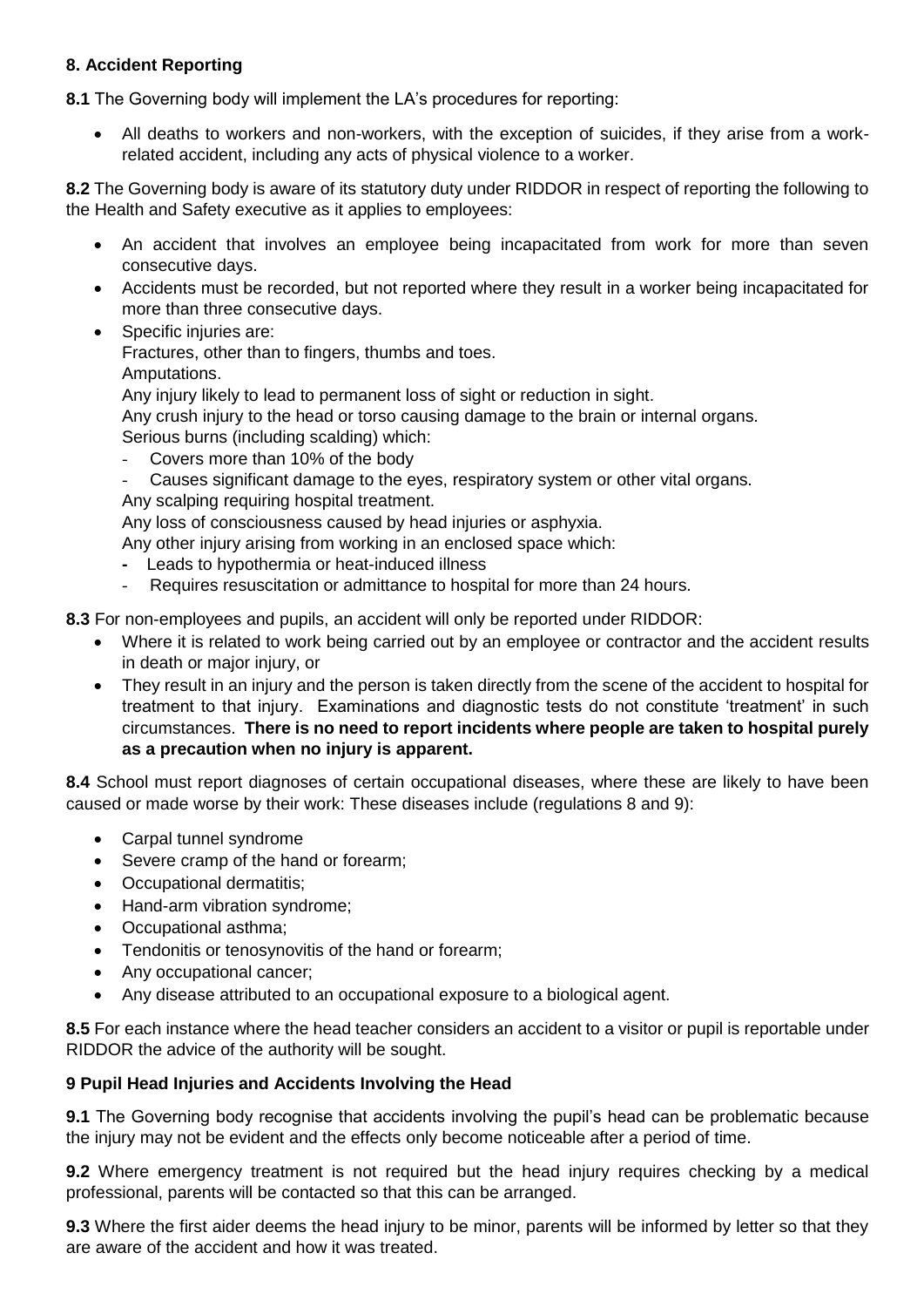**8. Accident Reporting**

**8.1** The Governing body will implement the LA's procedures for reporting:

- All deaths to workers and non-workers, with the exception of suicides, if they arise from a work-related accident, including any acts of physical violence to a worker.

**8.2** The Governing body is aware of its statutory duty under RIDDOR in respect of reporting the following to the Health and Safety executive as it applies to employees:

- An accident that involves an employee being incapacitated from work for more than seven consecutive days.
- Accidents must be recorded, but not reported where they result in a worker being incapacitated for more than three consecutive days.
- Specific injuries are:
  Fractures, other than to fingers, thumbs and toes.
  Amputations.
  Any injury likely to lead to permanent loss of sight or reduction in sight.
  Any crush injury to the head or torso causing damage to the brain or internal organs.
  Serious burns (including scalding) which:
  - Covers more than 10% of the body
  - Causes significant damage to the eyes, respiratory system or other vital organs.

  Any scalping requiring hospital treatment.
  Any loss of consciousness caused by head injuries or asphyxia.
  Any other injury arising from working in an enclosed space which:
  - Leads to hypothermia or heat-induced illness
  - Requires resuscitation or admittance to hospital for more than 24 hours.

**8.3** For non-employees and pupils, an accident will only be reported under RIDDOR:

- Where it is related to work being carried out by an employee or contractor and the accident results in death or major injury, or
- They result in an injury and the person is taken directly from the scene of the accident to hospital for treatment to that injury. Examinations and diagnostic tests do not constitute 'treatment' in such circumstances. **There is no need to report incidents where people are taken to hospital purely as a precaution when no injury is apparent.**

**8.4** School must report diagnoses of certain occupational diseases, where these are likely to have been caused or made worse by their work: These diseases include (regulations 8 and 9):

- Carpal tunnel syndrome
- Severe cramp of the hand or forearm;
- Occupational dermatitis;
- Hand-arm vibration syndrome;
- Occupational asthma;
- Tendonitis or tenosynovitis of the hand or forearm;
- Any occupational cancer;
- Any disease attributed to an occupational exposure to a biological agent.

**8.5** For each instance where the head teacher considers an accident to a visitor or pupil is reportable under RIDDOR the advice of the authority will be sought.

**9 Pupil Head Injuries and Accidents Involving the Head**

**9.1** The Governing body recognise that accidents involving the pupil's head can be problematic because the injury may not be evident and the effects only become noticeable after a period of time.

**9.2** Where emergency treatment is not required but the head injury requires checking by a medical professional, parents will be contacted so that this can be arranged.

**9.3** Where the first aider deems the head injury to be minor, parents will be informed by letter so that they are aware of the accident and how it was treated.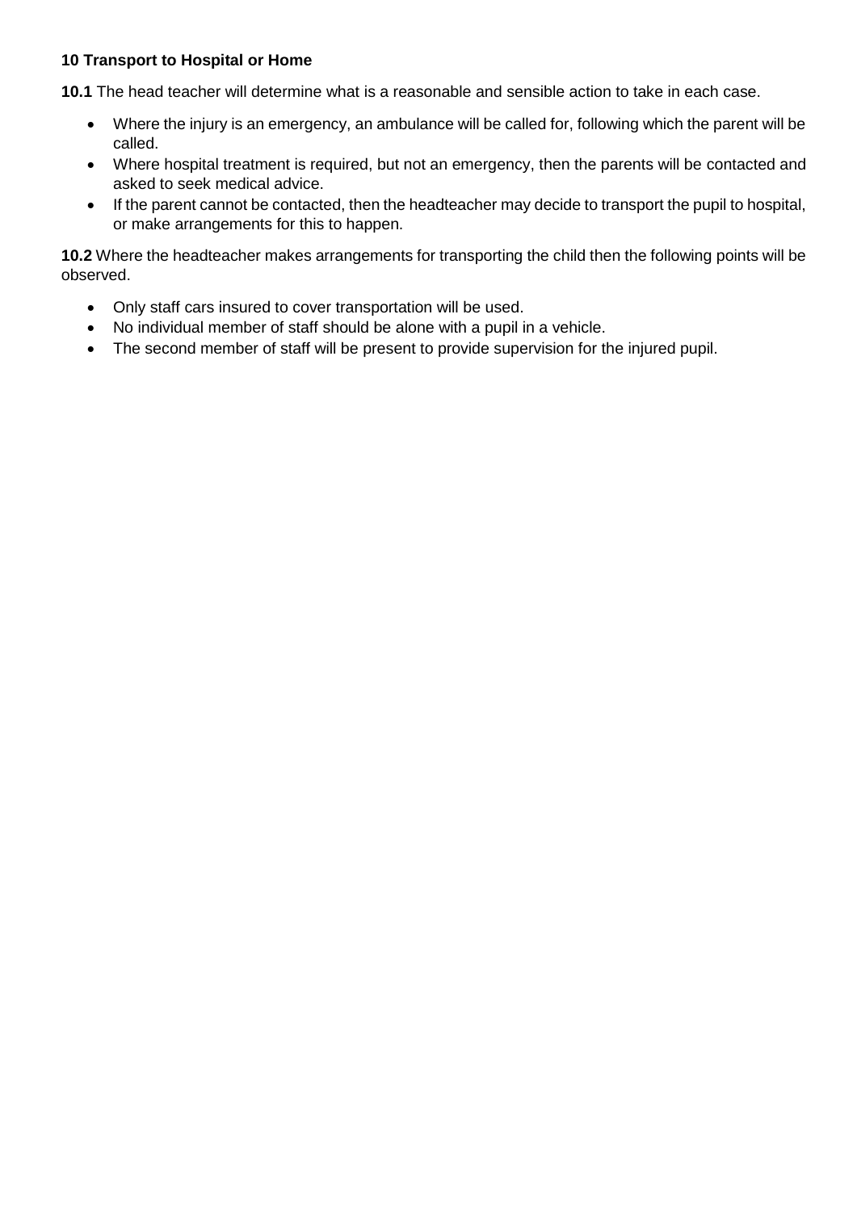**10 Transport to Hospital or Home**

**10.1** The head teacher will determine what is a reasonable and sensible action to take in each case.

- Where the injury is an emergency, an ambulance will be called for, following which the parent will be called.
- Where hospital treatment is required, but not an emergency, then the parents will be contacted and asked to seek medical advice.
- If the parent cannot be contacted, then the headteacher may decide to transport the pupil to hospital, or make arrangements for this to happen.

**10.2** Where the headteacher makes arrangements for transporting the child then the following points will be observed.

- Only staff cars insured to cover transportation will be used.
- No individual member of staff should be alone with a pupil in a vehicle.
- The second member of staff will be present to provide supervision for the injured pupil.